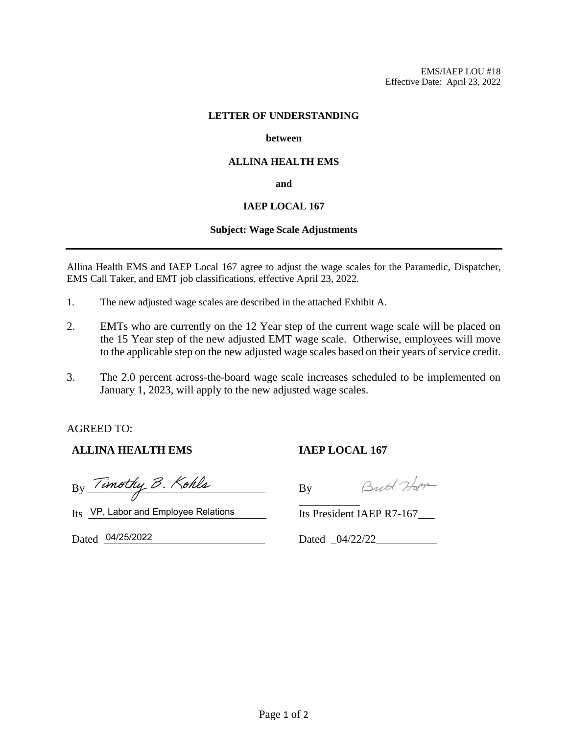EMS/IAEP LOU #18
Effective Date: April 23, 2022

**LETTER OF UNDERSTANDING**

**between**

**ALLINA HEALTH EMS**

**and**

**IAEP LOCAL 167**

**Subject: Wage Scale Adjustments**

---

Allina Health EMS and IAEP Local 167 agree to adjust the wage scales for the Paramedic, Dispatcher, EMS Call Taker, and EMT job classifications, effective April 23, 2022.

1. The new adjusted wage scales are described in the attached Exhibit A.

2. EMTs who are currently on the 12 Year step of the current wage scale will be placed on the 15 Year step of the new adjusted EMT wage scale. Otherwise, employees will move to the applicable step on the new adjusted wage scales based on their years of service credit.

3. The 2.0 percent across-the-board wage scale increases scheduled to be implemented on January 1, 2023, will apply to the new adjusted wage scales.

AGREED TO:

**ALLINA HEALTH EMS**

By Timothy B. Kohls

Its VP, Labor and Employee Relations

Dated 04/25/2022

**IAEP LOCAL 167**

By Brett Horn

Its President IAEP R7-167

Dated 04/22/22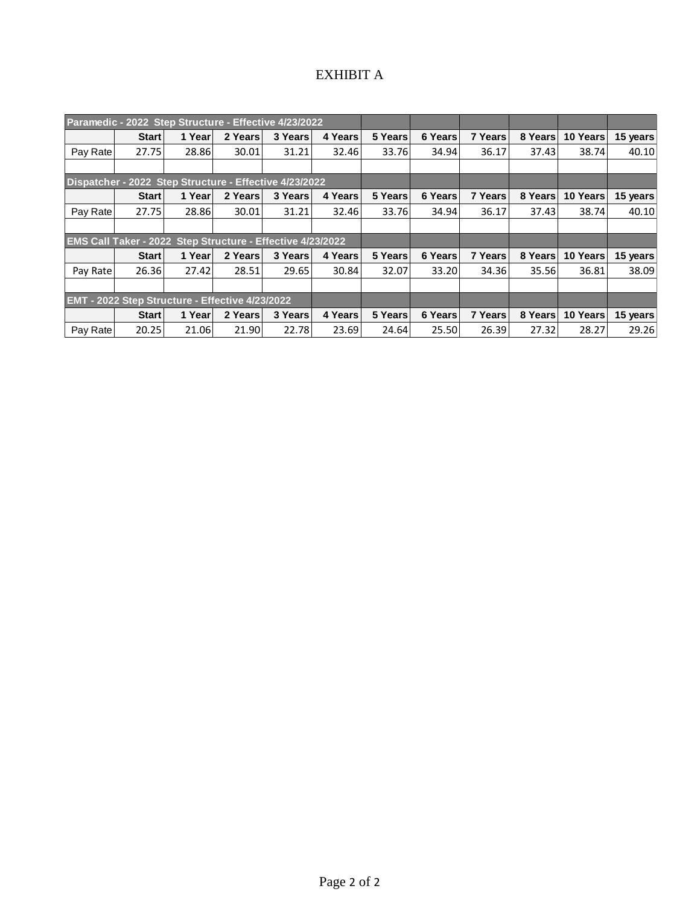# EXHIBIT A

| Paramedic - 2022 Step Structure - Effective 4/23/2022 | | | | | | | | | | | |
|---|---|---|---|---|---|---|---|---|---|---|---|
| | **Start** | **1 Year** | **2 Years** | **3 Years** | **4 Years** | **5 Years** | **6 Years** | **7 Years** | **8 Years** | **10 Years** | **15 years** |
| Pay Rate | 27.75 | 28.86 | 30.01 | 31.21 | 32.46 | 33.76 | 34.94 | 36.17 | 37.43 | 38.74 | 40.10 |

| Dispatcher - 2022 Step Structure - Effective 4/23/2022 | | | | | | | | | | | |
|---|---|---|---|---|---|---|---|---|---|---|---|
| | **Start** | **1 Year** | **2 Years** | **3 Years** | **4 Years** | **5 Years** | **6 Years** | **7 Years** | **8 Years** | **10 Years** | **15 years** |
| Pay Rate | 27.75 | 28.86 | 30.01 | 31.21 | 32.46 | 33.76 | 34.94 | 36.17 | 37.43 | 38.74 | 40.10 |

| EMS Call Taker - 2022 Step Structure - Effective 4/23/2022 | | | | | | | | | | | |
|---|---|---|---|---|---|---|---|---|---|---|---|
| | **Start** | **1 Year** | **2 Years** | **3 Years** | **4 Years** | **5 Years** | **6 Years** | **7 Years** | **8 Years** | **10 Years** | **15 years** |
| Pay Rate | 26.36 | 27.42 | 28.51 | 29.65 | 30.84 | 32.07 | 33.20 | 34.36 | 35.56 | 36.81 | 38.09 |

| EMT - 2022 Step Structure - Effective 4/23/2022 | | | | | | | | | | | |
|---|---|---|---|---|---|---|---|---|---|---|---|
| | **Start** | **1 Year** | **2 Years** | **3 Years** | **4 Years** | **5 Years** | **6 Years** | **7 Years** | **8 Years** | **10 Years** | **15 years** |
| Pay Rate | 20.25 | 21.06 | 21.90 | 22.78 | 23.69 | 24.64 | 25.50 | 26.39 | 27.32 | 28.27 | 29.26 |